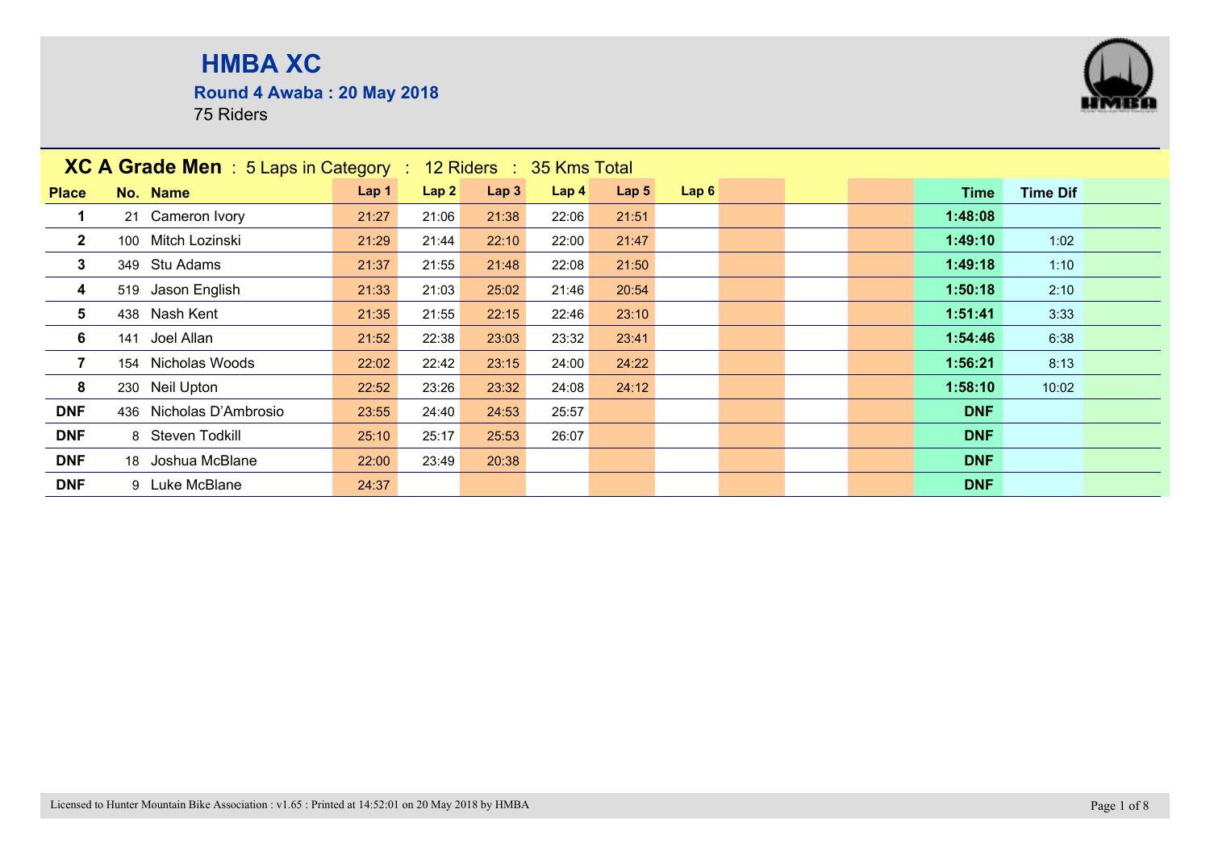# HMBA XC

**Round 4 Awaba : 20 May 2018**

75 Riders

## XC A Grade Men : 5 Laps in Category : 12 Riders : 35 Kms Total

| Place | No. | Name | Lap 1 | Lap 2 | Lap 3 | Lap 4 | Lap 5 | Lap 6 | | | | Time | Time Dif |
|---|---|---|---|---|---|---|---|---|---|---|---|---|---|
| 1 | 21 | Cameron Ivory | 21:27 | 21:06 | 21:38 | 22:06 | 21:51 | | | | | 1:48:08 | |
| 2 | 100 | Mitch Lozinski | 21:29 | 21:44 | 22:10 | 22:00 | 21:47 | | | | | 1:49:10 | 1:02 |
| 3 | 349 | Stu Adams | 21:37 | 21:55 | 21:48 | 22:08 | 21:50 | | | | | 1:49:18 | 1:10 |
| 4 | 519 | Jason English | 21:33 | 21:03 | 25:02 | 21:46 | 20:54 | | | | | 1:50:18 | 2:10 |
| 5 | 438 | Nash Kent | 21:35 | 21:55 | 22:15 | 22:46 | 23:10 | | | | | 1:51:41 | 3:33 |
| 6 | 141 | Joel Allan | 21:52 | 22:38 | 23:03 | 23:32 | 23:41 | | | | | 1:54:46 | 6:38 |
| 7 | 154 | Nicholas Woods | 22:02 | 22:42 | 23:15 | 24:00 | 24:22 | | | | | 1:56:21 | 8:13 |
| 8 | 230 | Neil Upton | 22:52 | 23:26 | 23:32 | 24:08 | 24:12 | | | | | 1:58:10 | 10:02 |
| DNF | 436 | Nicholas D'Ambrosio | 23:55 | 24:40 | 24:53 | 25:57 | | | | | | DNF | |
| DNF | 8 | Steven Todkill | 25:10 | 25:17 | 25:53 | 26:07 | | | | | | DNF | |
| DNF | 18 | Joshua McBlane | 22:00 | 23:49 | 20:38 | | | | | | | DNF | |
| DNF | 9 | Luke McBlane | 24:37 | | | | | | | | | DNF | |

Licensed to Hunter Mountain Bike Association : v1.65 : Printed at 14:52:01 on 20 May 2018 by HMBA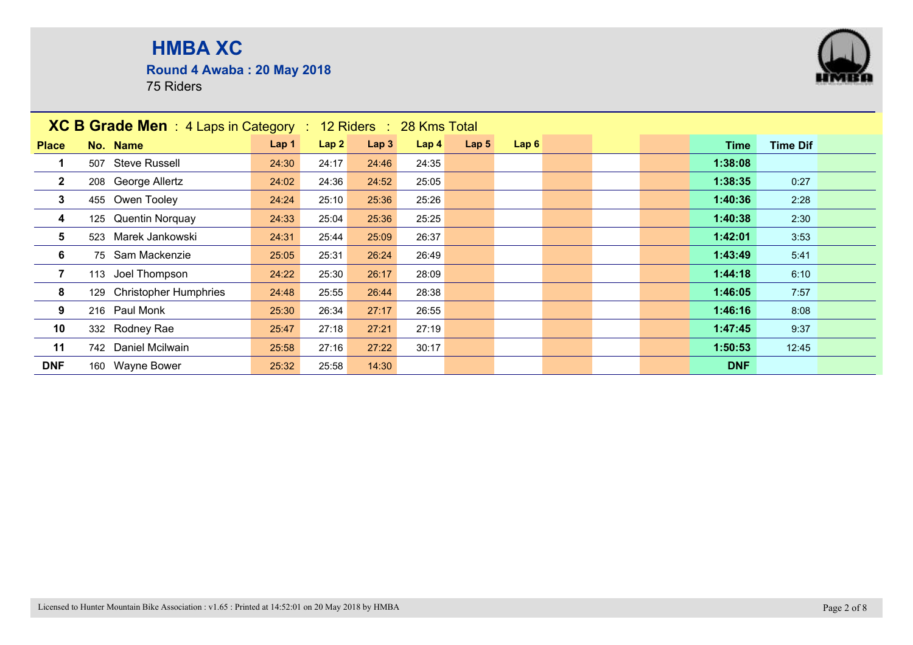# HMBA XC

**Round 4 Awaba : 20 May 2018**

75 Riders

## XC B Grade Men : 4 Laps in Category : 12 Riders : 28 Kms Total

| Place | No. | Name | Lap 1 | Lap 2 | Lap 3 | Lap 4 | Lap 5 | Lap 6 | Time | Time Dif |
|---|---|---|---|---|---|---|---|---|---|---|
| 1 | 507 | Steve Russell | 24:30 | 24:17 | 24:46 | 24:35 | | | 1:38:08 | |
| 2 | 208 | George Allertz | 24:02 | 24:36 | 24:52 | 25:05 | | | 1:38:35 | 0:27 |
| 3 | 455 | Owen Tooley | 24:24 | 25:10 | 25:36 | 25:26 | | | 1:40:36 | 2:28 |
| 4 | 125 | Quentin Norquay | 24:33 | 25:04 | 25:36 | 25:25 | | | 1:40:38 | 2:30 |
| 5 | 523 | Marek Jankowski | 24:31 | 25:44 | 25:09 | 26:37 | | | 1:42:01 | 3:53 |
| 6 | 75 | Sam Mackenzie | 25:05 | 25:31 | 26:24 | 26:49 | | | 1:43:49 | 5:41 |
| 7 | 113 | Joel Thompson | 24:22 | 25:30 | 26:17 | 28:09 | | | 1:44:18 | 6:10 |
| 8 | 129 | Christopher Humphries | 24:48 | 25:55 | 26:44 | 28:38 | | | 1:46:05 | 7:57 |
| 9 | 216 | Paul Monk | 25:30 | 26:34 | 27:17 | 26:55 | | | 1:46:16 | 8:08 |
| 10 | 332 | Rodney Rae | 25:47 | 27:18 | 27:21 | 27:19 | | | 1:47:45 | 9:37 |
| 11 | 742 | Daniel Mcilwain | 25:58 | 27:16 | 27:22 | 30:17 | | | 1:50:53 | 12:45 |
| DNF | 160 | Wayne Bower | 25:32 | 25:58 | 14:30 | | | | DNF | |

Licensed to Hunter Mountain Bike Association : v1.65 : Printed at 14:52:01 on 20 May 2018 by HMBA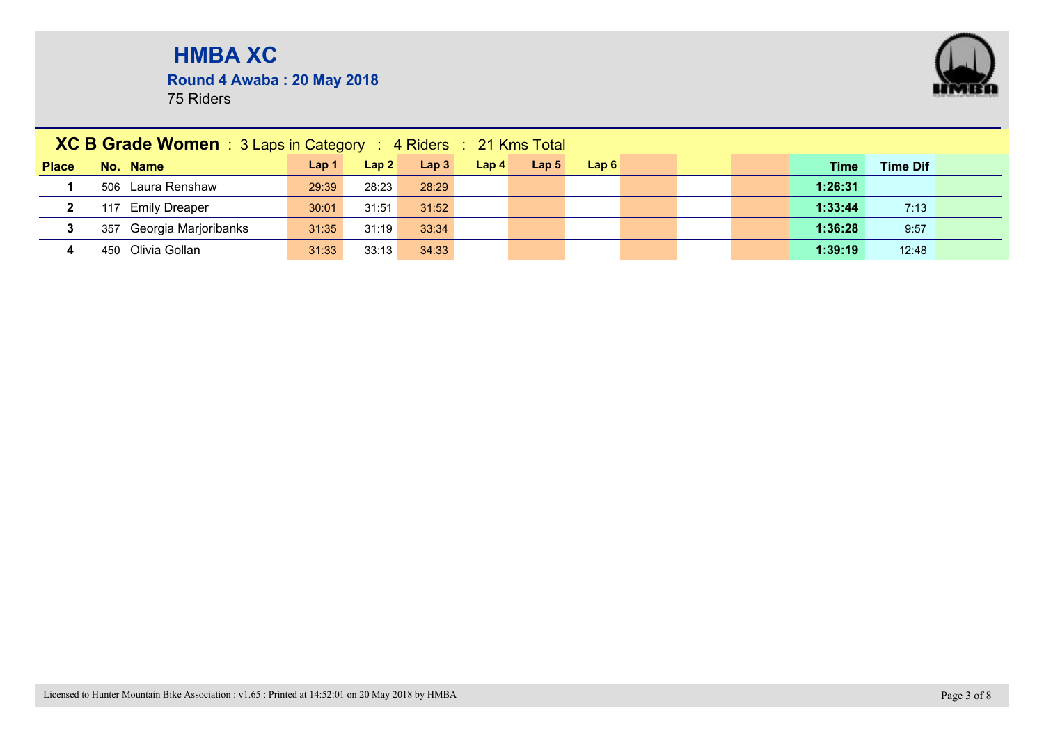# HMBA XC

**Round 4 Awaba : 20 May 2018**

75 Riders

**XC B Grade Women** : 3 Laps in Category : 4 Riders : 21 Kms Total

| Place | No. | Name | Lap 1 | Lap 2 | Lap 3 | Lap 4 | Lap 5 | Lap 6 | | | | Time | Time Dif |
|---|---|---|---|---|---|---|---|---|---|---|---|---|---|
| **1** | 506 | Laura Renshaw | 29:39 | 28:23 | 28:29 | | | | | | | **1:26:31** | |
| **2** | 117 | Emily Dreaper | 30:01 | 31:51 | 31:52 | | | | | | | **1:33:44** | 7:13 |
| **3** | 357 | Georgia Marjoribanks | 31:35 | 31:19 | 33:34 | | | | | | | **1:36:28** | 9:57 |
| **4** | 450 | Olivia Gollan | 31:33 | 33:13 | 34:33 | | | | | | | **1:39:19** | 12:48 |

Licensed to Hunter Mountain Bike Association : v1.65 : Printed at 14:52:01 on 20 May 2018 by HMBA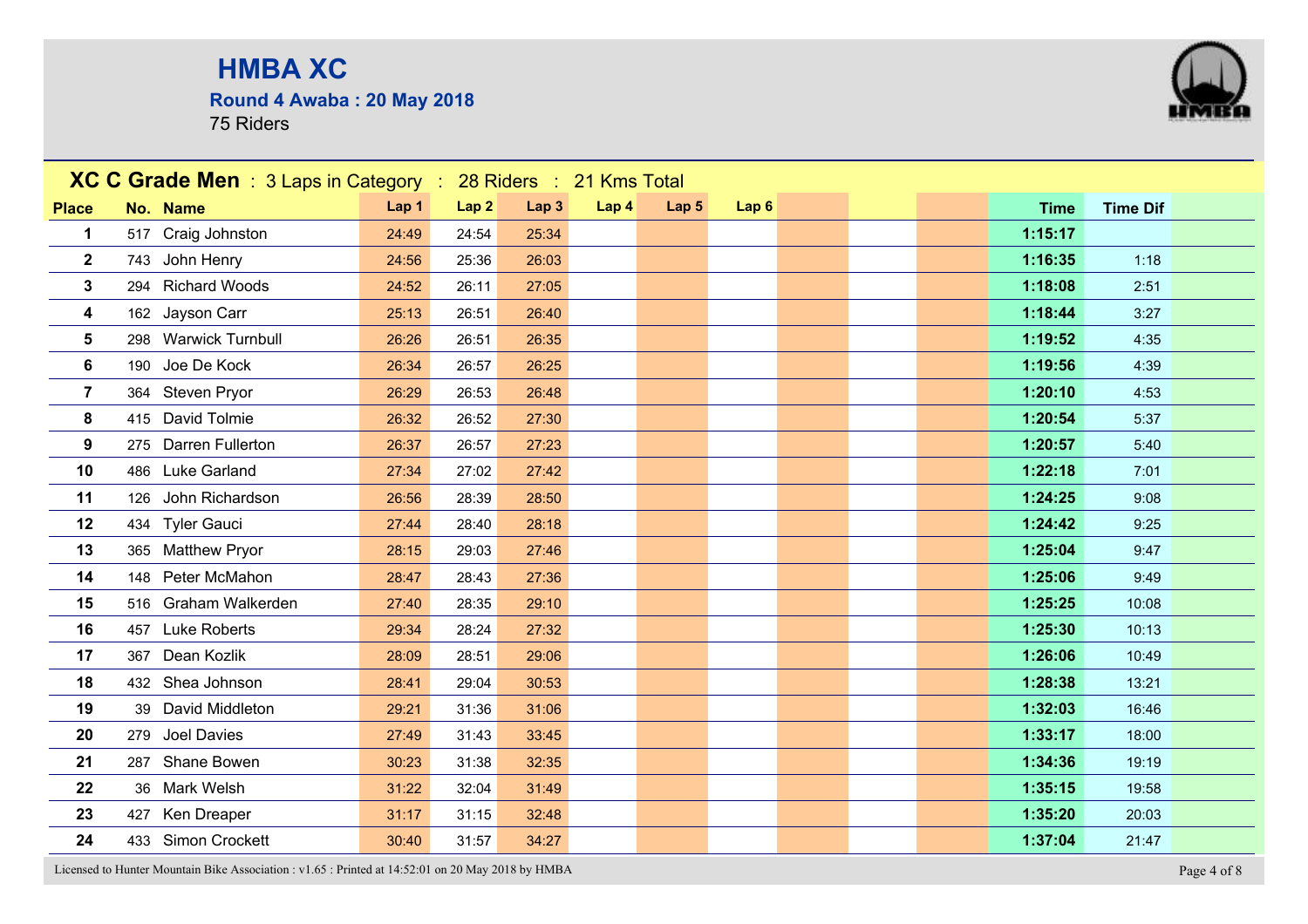# HMBA XC

**Round 4 Awaba : 20 May 2018**

75 Riders

## XC C Grade Men : 3 Laps in Category : 28 Riders : 21 Kms Total

| Place | No. | Name | Lap 1 | Lap 2 | Lap 3 | Lap 4 | Lap 5 | Lap 6 | Time | Time Dif |
|---|---|---|---|---|---|---|---|---|---|---|
| 1 | 517 | Craig Johnston | 24:49 | 24:54 | 25:34 | | | | 1:15:17 | |
| 2 | 743 | John Henry | 24:56 | 25:36 | 26:03 | | | | 1:16:35 | 1:18 |
| 3 | 294 | Richard Woods | 24:52 | 26:11 | 27:05 | | | | 1:18:08 | 2:51 |
| 4 | 162 | Jayson Carr | 25:13 | 26:51 | 26:40 | | | | 1:18:44 | 3:27 |
| 5 | 298 | Warwick Turnbull | 26:26 | 26:51 | 26:35 | | | | 1:19:52 | 4:35 |
| 6 | 190 | Joe De Kock | 26:34 | 26:57 | 26:25 | | | | 1:19:56 | 4:39 |
| 7 | 364 | Steven Pryor | 26:29 | 26:53 | 26:48 | | | | 1:20:10 | 4:53 |
| 8 | 415 | David Tolmie | 26:32 | 26:52 | 27:30 | | | | 1:20:54 | 5:37 |
| 9 | 275 | Darren Fullerton | 26:37 | 26:57 | 27:23 | | | | 1:20:57 | 5:40 |
| 10 | 486 | Luke Garland | 27:34 | 27:02 | 27:42 | | | | 1:22:18 | 7:01 |
| 11 | 126 | John Richardson | 26:56 | 28:39 | 28:50 | | | | 1:24:25 | 9:08 |
| 12 | 434 | Tyler Gauci | 27:44 | 28:40 | 28:18 | | | | 1:24:42 | 9:25 |
| 13 | 365 | Matthew Pryor | 28:15 | 29:03 | 27:46 | | | | 1:25:04 | 9:47 |
| 14 | 148 | Peter McMahon | 28:47 | 28:43 | 27:36 | | | | 1:25:06 | 9:49 |
| 15 | 516 | Graham Walkerden | 27:40 | 28:35 | 29:10 | | | | 1:25:25 | 10:08 |
| 16 | 457 | Luke Roberts | 29:34 | 28:24 | 27:32 | | | | 1:25:30 | 10:13 |
| 17 | 367 | Dean Kozlik | 28:09 | 28:51 | 29:06 | | | | 1:26:06 | 10:49 |
| 18 | 432 | Shea Johnson | 28:41 | 29:04 | 30:53 | | | | 1:28:38 | 13:21 |
| 19 | 39 | David Middleton | 29:21 | 31:36 | 31:06 | | | | 1:32:03 | 16:46 |
| 20 | 279 | Joel Davies | 27:49 | 31:43 | 33:45 | | | | 1:33:17 | 18:00 |
| 21 | 287 | Shane Bowen | 30:23 | 31:38 | 32:35 | | | | 1:34:36 | 19:19 |
| 22 | 36 | Mark Welsh | 31:22 | 32:04 | 31:49 | | | | 1:35:15 | 19:58 |
| 23 | 427 | Ken Dreaper | 31:17 | 31:15 | 32:48 | | | | 1:35:20 | 20:03 |
| 24 | 433 | Simon Crockett | 30:40 | 31:57 | 34:27 | | | | 1:37:04 | 21:47 |

Licensed to Hunter Mountain Bike Association : v1.65 : Printed at 14:52:01 on 20 May 2018 by HMBA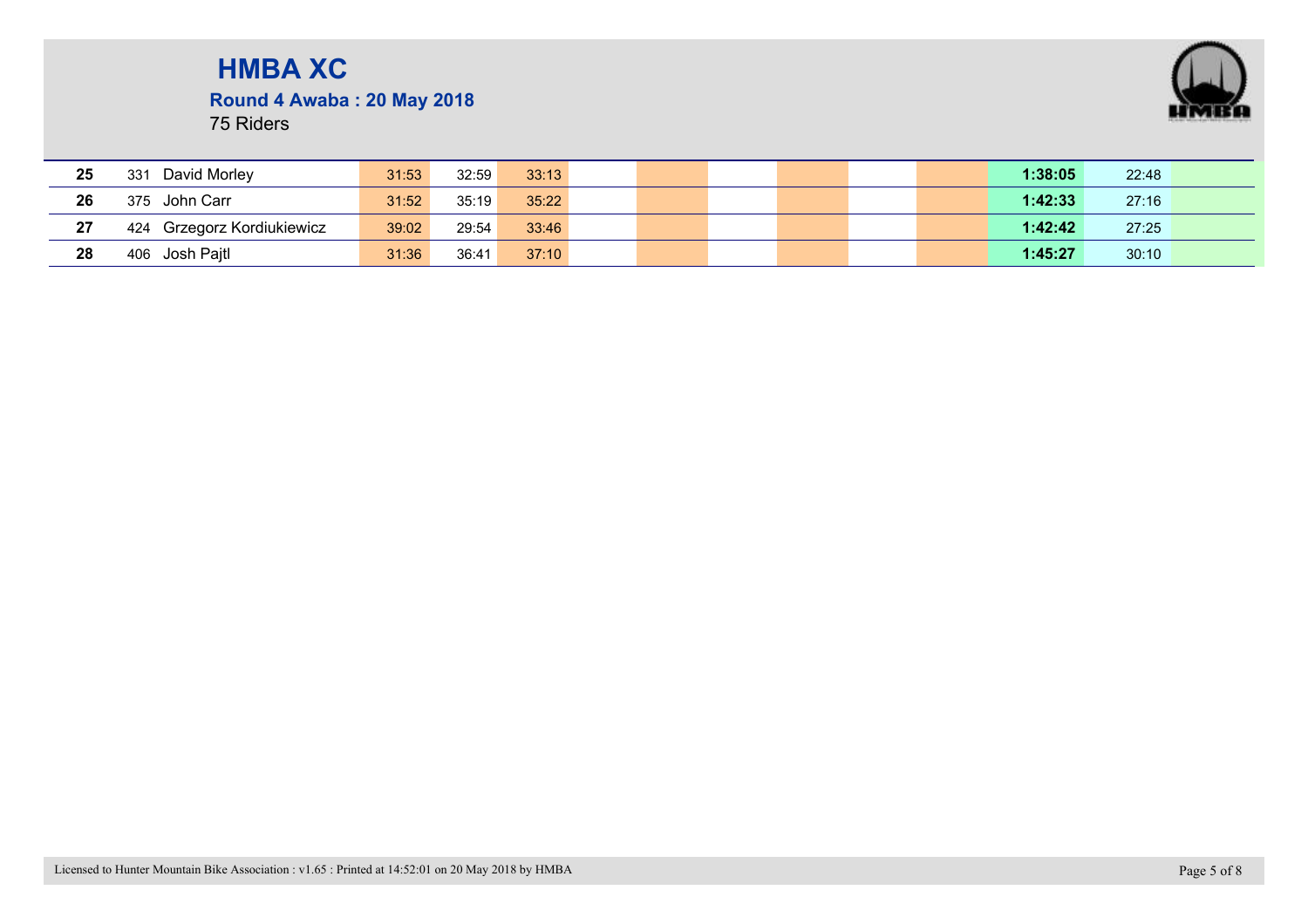# HMBA XC

**Round 4 Awaba : 20 May 2018**

75 Riders

| | | | | | | | | | | | | | | |
|---|---|---|---|---|---|---|---|---|---|---|---|---|---|---|
| **25** | 331 | David Morley | 31:53 | 32:59 | 33:13 | | | | | | | **1:38:05** | 22:48 | |
| **26** | 375 | John Carr | 31:52 | 35:19 | 35:22 | | | | | | | **1:42:33** | 27:16 | |
| **27** | 424 | Grzegorz Kordiukiewicz | 39:02 | 29:54 | 33:46 | | | | | | | **1:42:42** | 27:25 | |
| **28** | 406 | Josh Pajtl | 31:36 | 36:41 | 37:10 | | | | | | | **1:45:27** | 30:10 | |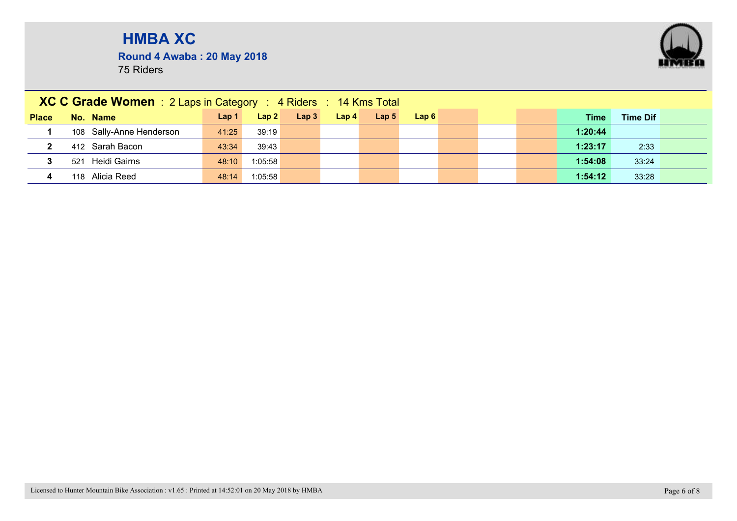# HMBA XC

**Round 4 Awaba : 20 May 2018**

75 Riders

## XC C Grade Women : 2 Laps in Category : 4 Riders : 14 Kms Total

| Place | No. | Name | Lap 1 | Lap 2 | Lap 3 | Lap 4 | Lap 5 | Lap 6 | Time | Time Dif |
|---|---|---|---|---|---|---|---|---|---|---|
| 1 | 108 | Sally-Anne Henderson | 41:25 | 39:19 | | | | | 1:20:44 | |
| 2 | 412 | Sarah Bacon | 43:34 | 39:43 | | | | | 1:23:17 | 2:33 |
| 3 | 521 | Heidi Gairns | 48:10 | 1:05:58 | | | | | 1:54:08 | 33:24 |
| 4 | 118 | Alicia Reed | 48:14 | 1:05:58 | | | | | 1:54:12 | 33:28 |

Licensed to Hunter Mountain Bike Association : v1.65 : Printed at 14:52:01 on 20 May 2018 by HMBA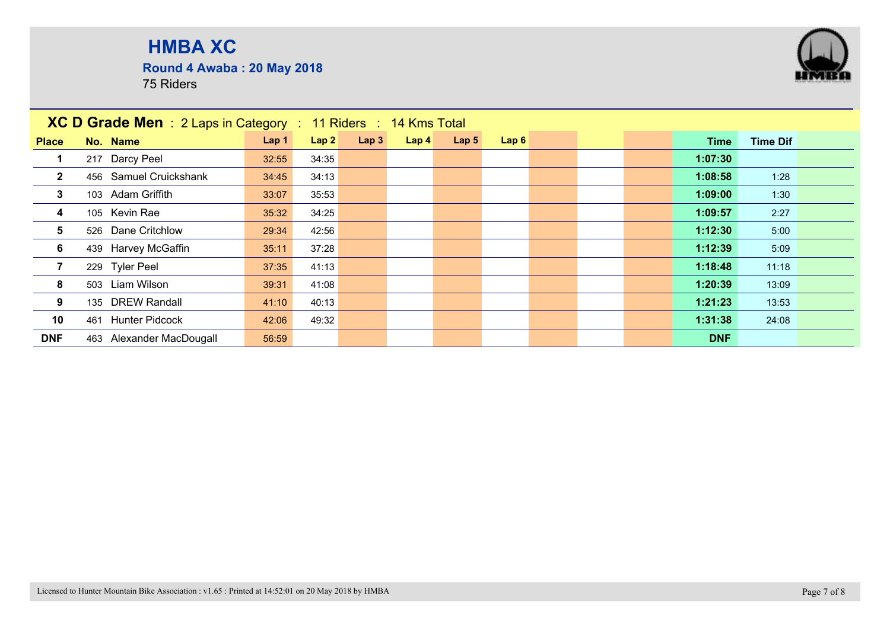# HMBA XC

**Round 4 Awaba : 20 May 2018**

75 Riders

**XC D Grade Men** : 2 Laps in Category : 11 Riders : 14 Kms Total

| Place | No. | Name | Lap 1 | Lap 2 | Lap 3 | Lap 4 | Lap 5 | Lap 6 | Time | Time Dif |
|---|---|---|---|---|---|---|---|---|---|---|
| 1 | 217 | Darcy Peel | 32:55 | 34:35 | | | | | 1:07:30 | |
| 2 | 456 | Samuel Cruickshank | 34:45 | 34:13 | | | | | 1:08:58 | 1:28 |
| 3 | 103 | Adam Griffith | 33:07 | 35:53 | | | | | 1:09:00 | 1:30 |
| 4 | 105 | Kevin Rae | 35:32 | 34:25 | | | | | 1:09:57 | 2:27 |
| 5 | 526 | Dane Critchlow | 29:34 | 42:56 | | | | | 1:12:30 | 5:00 |
| 6 | 439 | Harvey McGaffin | 35:11 | 37:28 | | | | | 1:12:39 | 5:09 |
| 7 | 229 | Tyler Peel | 37:35 | 41:13 | | | | | 1:18:48 | 11:18 |
| 8 | 503 | Liam Wilson | 39:31 | 41:08 | | | | | 1:20:39 | 13:09 |
| 9 | 135 | DREW Randall | 41:10 | 40:13 | | | | | 1:21:23 | 13:53 |
| 10 | 461 | Hunter Pidcock | 42:06 | 49:32 | | | | | 1:31:38 | 24:08 |
| DNF | 463 | Alexander MacDougall | 56:59 | | | | | | DNF | |

Licensed to Hunter Mountain Bike Association : v1.65 : Printed at 14:52:01 on 20 May 2018 by HMBA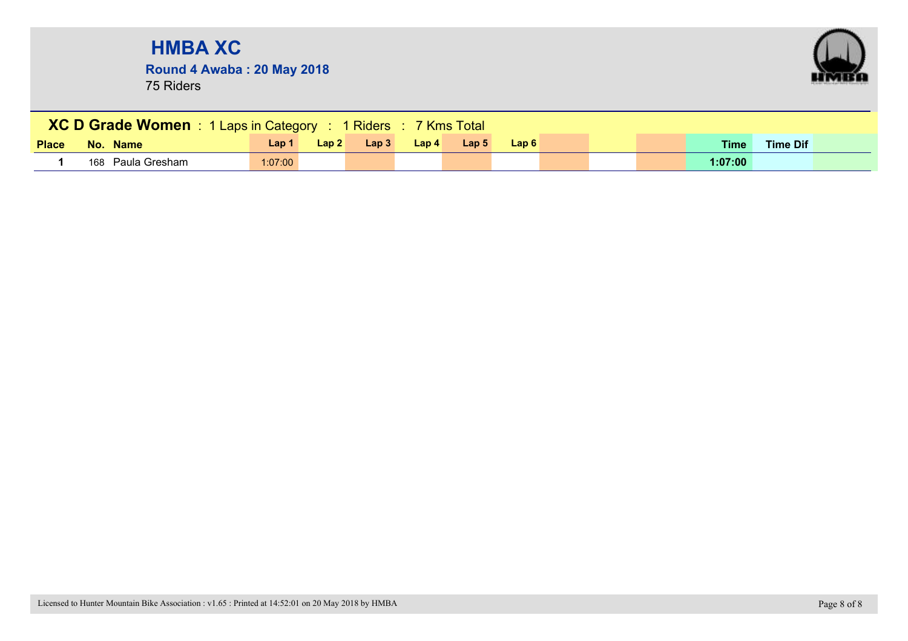# HMBA XC

**Round 4 Awaba : 20 May 2018**

75 Riders

**XC D Grade Women** : 1 Laps in Category : 1 Riders : 7 Kms Total

| Place | No. | Name | Lap 1 | Lap 2 | Lap 3 | Lap 4 | Lap 5 | Lap 6 | | | | Time | Time Dif | |
|---|---|---|---|---|---|---|---|---|---|---|---|---|---|---|
| **1** | 168 | Paula Gresham | 1:07:00 | | | | | | | | | **1:07:00** | | |

Licensed to Hunter Mountain Bike Association : v1.65 : Printed at 14:52:01 on 20 May 2018 by HMBA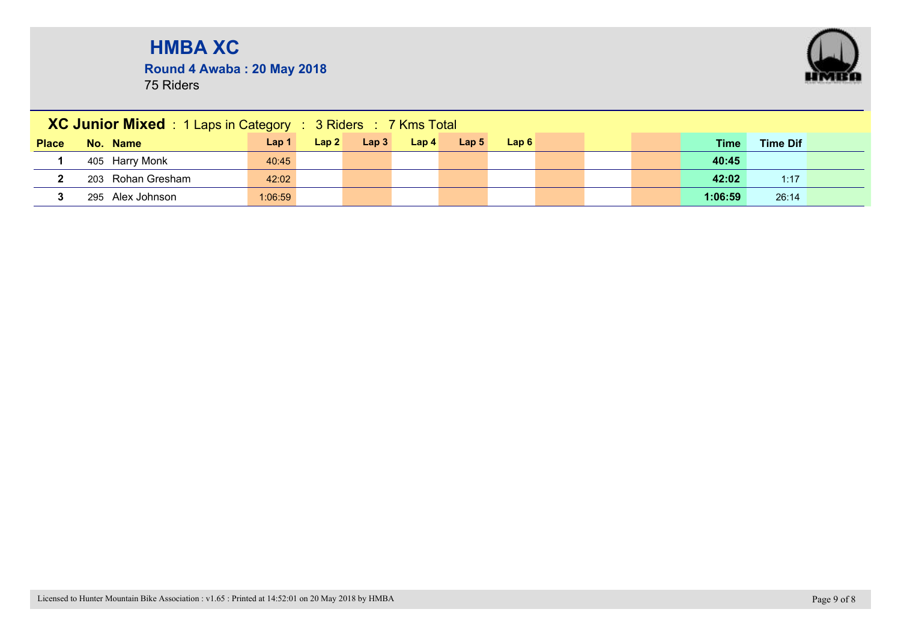# HMBA XC

**Round 4 Awaba : 20 May 2018**

75 Riders

## XC Junior Mixed : 1 Laps in Category : 3 Riders : 7 Kms Total

| Place | No. | Name | Lap 1 | Lap 2 | Lap 3 | Lap 4 | Lap 5 | Lap 6 | | | | Time | Time Dif |
|---|---|---|---|---|---|---|---|---|---|---|---|---|---|
| 1 | 405 | Harry Monk | 40:45 | | | | | | | | | **40:45** | |
| 2 | 203 | Rohan Gresham | 42:02 | | | | | | | | | **42:02** | 1:17 |
| 3 | 295 | Alex Johnson | 1:06:59 | | | | | | | | | **1:06:59** | 26:14 |

Licensed to Hunter Mountain Bike Association : v1.65 : Printed at 14:52:01 on 20 May 2018 by HMBA